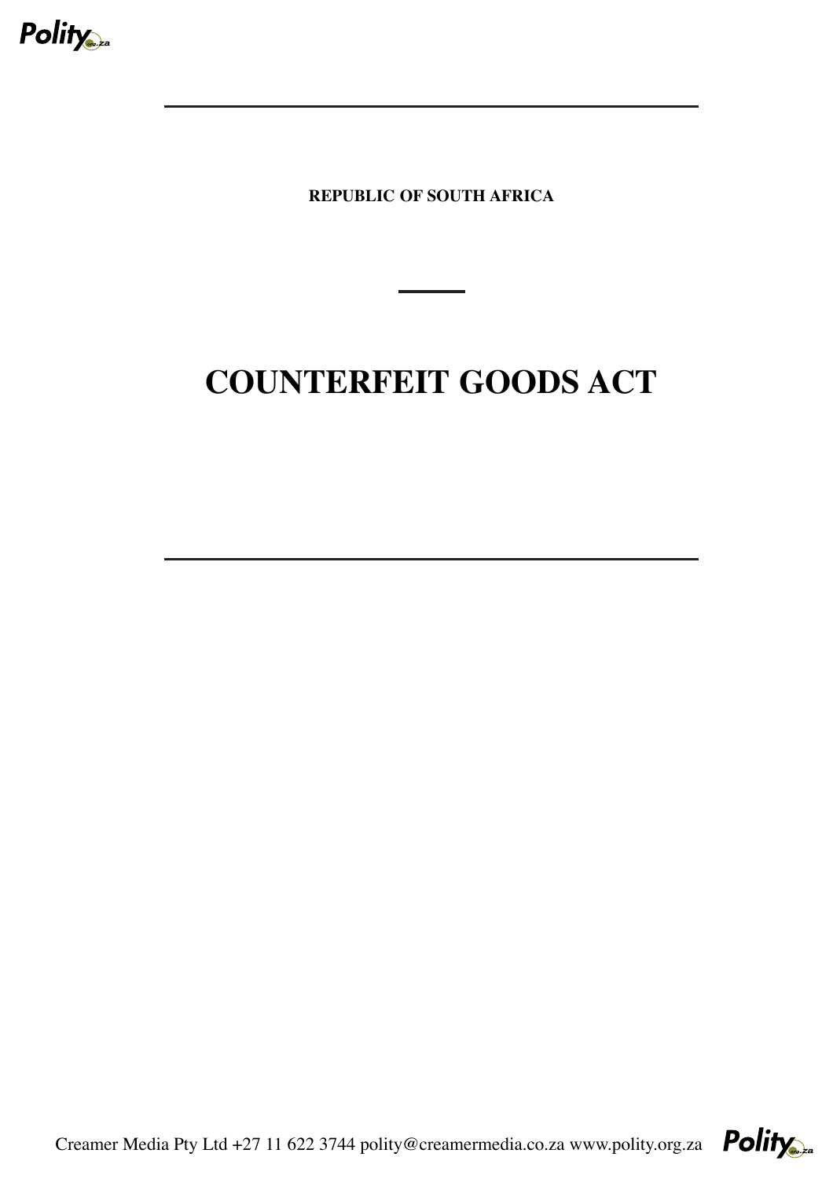**REPUBLIC OF SOUTH AFRICA**

# COUNTERFEIT GOODS ACT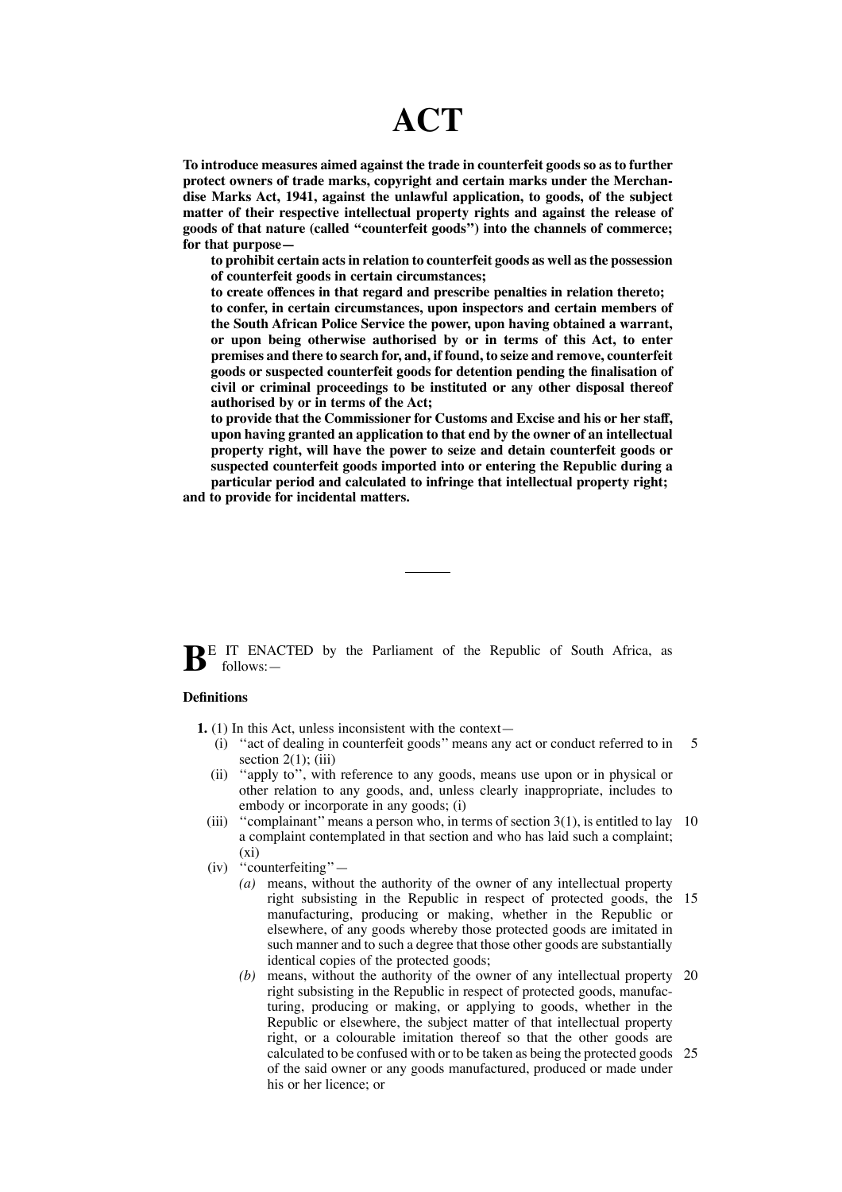# ACT

**To introduce measures aimed against the trade in counterfeit goods so as to further protect owners of trade marks, copyright and certain marks under the Merchandise Marks Act, 1941, against the unlawful application, to goods, of the subject matter of their respective intellectual property rights and against the release of goods of that nature (called "counterfeit goods") into the channels of commerce; for that purpose—**

**to prohibit certain acts in relation to counterfeit goods as well as the possession of counterfeit goods in certain circumstances;**

**to create offences in that regard and prescribe penalties in relation thereto;**

**to confer, in certain circumstances, upon inspectors and certain members of the South African Police Service the power, upon having obtained a warrant, or upon being otherwise authorised by or in terms of this Act, to enter premises and there to search for, and, if found, to seize and remove, counterfeit goods or suspected counterfeit goods for detention pending the finalisation of civil or criminal proceedings to be instituted or any other disposal thereof authorised by or in terms of the Act;**

**to provide that the Commissioner for Customs and Excise and his or her staff, upon having granted an application to that end by the owner of an intellectual property right, will have the power to seize and detain counterfeit goods or suspected counterfeit goods imported into or entering the Republic during a particular period and calculated to infringe that intellectual property right;**

**and to provide for incidental matters.**

---

**B**E IT ENACTED by the Parliament of the Republic of South Africa, as follows:—

**Definitions**

**1.** (1) In this Act, unless inconsistent with the context—

(i) "act of dealing in counterfeit goods" means any act or conduct referred to in section 2(1); (iii)

(ii) "apply to", with reference to any goods, means use upon or in physical or other relation to any goods, and, unless clearly inappropriate, includes to embody or incorporate in any goods; (i)

(iii) "complainant" means a person who, in terms of section 3(1), is entitled to lay a complaint contemplated in that section and who has laid such a complaint; (xi)

(iv) "counterfeiting"—

*(a)* means, without the authority of the owner of any intellectual property right subsisting in the Republic in respect of protected goods, the manufacturing, producing or making, whether in the Republic or elsewhere, of any goods whereby those protected goods are imitated in such manner and to such a degree that those other goods are substantially identical copies of the protected goods;

*(b)* means, without the authority of the owner of any intellectual property right subsisting in the Republic in respect of protected goods, manufacturing, producing or making, or applying to goods, whether in the Republic or elsewhere, the subject matter of that intellectual property right, or a colourable imitation thereof so that the other goods are calculated to be confused with or to be taken as being the protected goods of the said owner or any goods manufactured, produced or made under his or her licence; or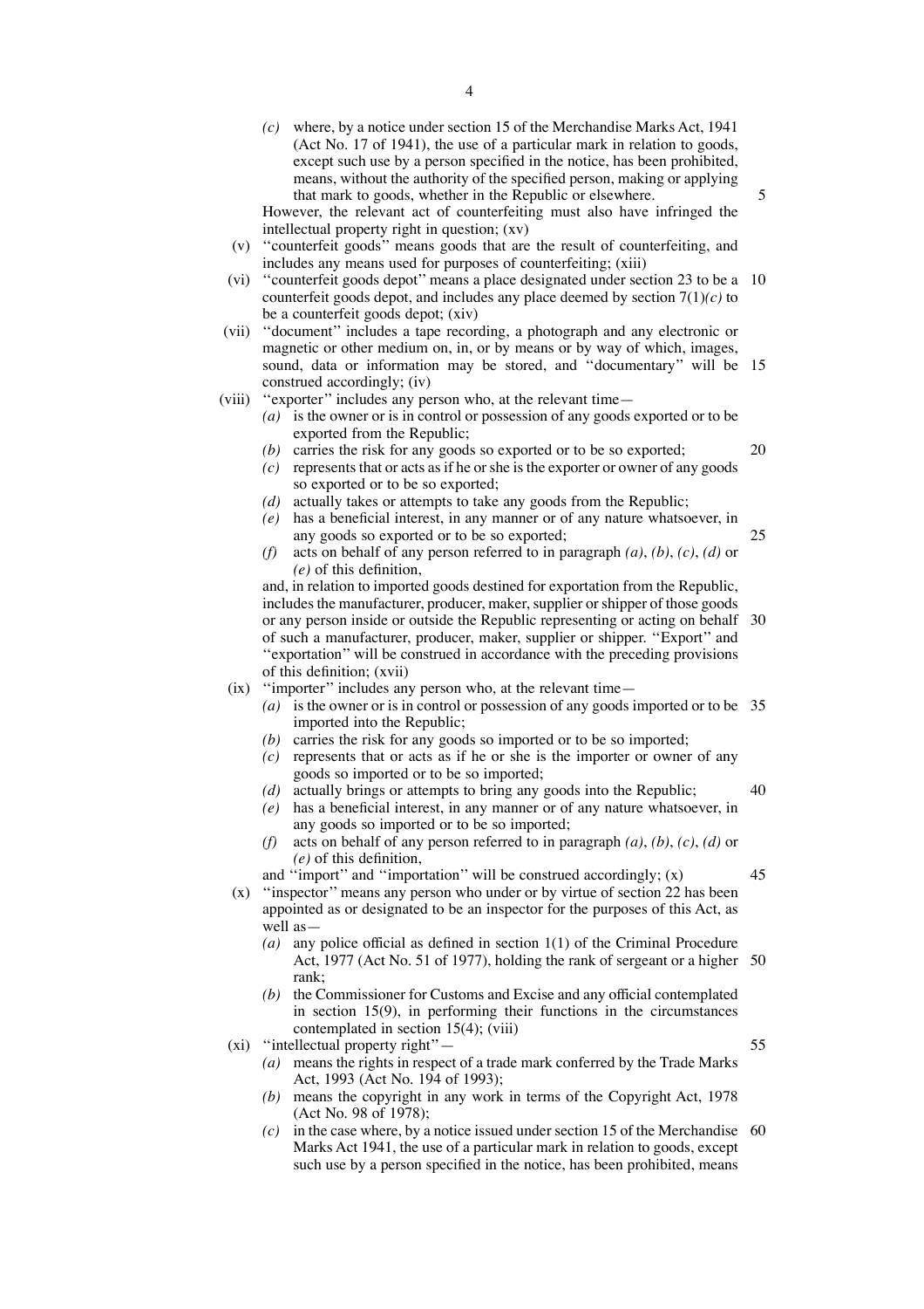(c) where, by a notice under section 15 of the Merchandise Marks Act, 1941 (Act No. 17 of 1941), the use of a particular mark in relation to goods, except such use by a person specified in the notice, has been prohibited, means, without the authority of the specified person, making or applying that mark to goods, whether in the Republic or elsewhere.

However, the relevant act of counterfeiting must also have infringed the intellectual property right in question; (xv)

(v) ''counterfeit goods'' means goods that are the result of counterfeiting, and includes any means used for purposes of counterfeiting; (xiii)

(vi) ''counterfeit goods depot'' means a place designated under section 23 to be a counterfeit goods depot, and includes any place deemed by section 7(1)*(c)* to be a counterfeit goods depot; (xiv)

(vii) ''document'' includes a tape recording, a photograph and any electronic or magnetic or other medium on, in, or by means or by way of which, images, sound, data or information may be stored, and ''documentary'' will be construed accordingly; (iv)

(viii) ''exporter'' includes any person who, at the relevant time—

*(a)* is the owner or is in control or possession of any goods exported or to be exported from the Republic;

*(b)* carries the risk for any goods so exported or to be so exported;

*(c)* represents that or acts as if he or she is the exporter or owner of any goods so exported or to be so exported;

*(d)* actually takes or attempts to take any goods from the Republic;

*(e)* has a beneficial interest, in any manner or of any nature whatsoever, in any goods so exported or to be so exported;

*(f)* acts on behalf of any person referred to in paragraph *(a)*, *(b)*, *(c)*, *(d)* or *(e)* of this definition,

and, in relation to imported goods destined for exportation from the Republic, includes the manufacturer, producer, maker, supplier or shipper of those goods or any person inside or outside the Republic representing or acting on behalf of such a manufacturer, producer, maker, supplier or shipper. ''Export'' and ''exportation'' will be construed in accordance with the preceding provisions of this definition; (xvii)

(ix) ''importer'' includes any person who, at the relevant time—

*(a)* is the owner or is in control or possession of any goods imported or to be imported into the Republic;

*(b)* carries the risk for any goods so imported or to be so imported;

*(c)* represents that or acts as if he or she is the importer or owner of any goods so imported or to be so imported;

*(d)* actually brings or attempts to bring any goods into the Republic;

*(e)* has a beneficial interest, in any manner or of any nature whatsoever, in any goods so imported or to be so imported;

*(f)* acts on behalf of any person referred to in paragraph *(a)*, *(b)*, *(c)*, *(d)* or *(e)* of this definition,

and ''import'' and ''importation'' will be construed accordingly; (x)

(x) ''inspector'' means any person who under or by virtue of section 22 has been appointed as or designated to be an inspector for the purposes of this Act, as well as—

*(a)* any police official as defined in section 1(1) of the Criminal Procedure Act, 1977 (Act No. 51 of 1977), holding the rank of sergeant or a higher rank;

*(b)* the Commissioner for Customs and Excise and any official contemplated in section 15(9), in performing their functions in the circumstances contemplated in section 15(4); (viii)

(xi) ''intellectual property right''—

*(a)* means the rights in respect of a trade mark conferred by the Trade Marks Act, 1993 (Act No. 194 of 1993);

*(b)* means the copyright in any work in terms of the Copyright Act, 1978 (Act No. 98 of 1978);

*(c)* in the case where, by a notice issued under section 15 of the Merchandise Marks Act 1941, the use of a particular mark in relation to goods, except such use by a person specified in the notice, has been prohibited, means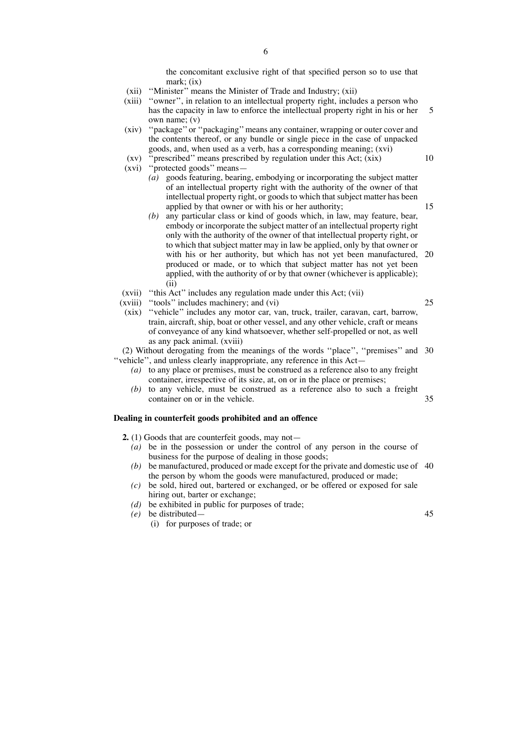the concomitant exclusive right of that specified person so to use that mark; (ix)

(xii) ''Minister'' means the Minister of Trade and Industry; (xii)

(xiii) ''owner'', in relation to an intellectual property right, includes a person who has the capacity in law to enforce the intellectual property right in his or her own name; (v)

(xiv) ''package'' or ''packaging'' means any container, wrapping or outer cover and the contents thereof, or any bundle or single piece in the case of unpacked goods, and, when used as a verb, has a corresponding meaning; (xvi)

(xv) ''prescribed'' means prescribed by regulation under this Act; (xix)

(xvi) ''protected goods'' means—

*(a)* goods featuring, bearing, embodying or incorporating the subject matter of an intellectual property right with the authority of the owner of that intellectual property right, or goods to which that subject matter has been applied by that owner or with his or her authority;

*(b)* any particular class or kind of goods which, in law, may feature, bear, embody or incorporate the subject matter of an intellectual property right only with the authority of the owner of that intellectual property right, or to which that subject matter may in law be applied, only by that owner or with his or her authority, but which has not yet been manufactured, produced or made, or to which that subject matter has not yet been applied, with the authority of or by that owner (whichever is applicable); (ii)

(xvii) ''this Act'' includes any regulation made under this Act; (vii)

(xviii) ''tools'' includes machinery; and (vi)

(xix) ''vehicle'' includes any motor car, van, truck, trailer, caravan, cart, barrow, train, aircraft, ship, boat or other vessel, and any other vehicle, craft or means of conveyance of any kind whatsoever, whether self-propelled or not, as well as any pack animal. (xviii)

(2) Without derogating from the meanings of the words ''place'', ''premises'' and ''vehicle'', and unless clearly inappropriate, any reference in this Act—

*(a)* to any place or premises, must be construed as a reference also to any freight container, irrespective of its size, at, on or in the place or premises;

*(b)* to any vehicle, must be construed as a reference also to such a freight container on or in the vehicle.

**Dealing in counterfeit goods prohibited and an offence**

**2.** (1) Goods that are counterfeit goods, may not—

*(a)* be in the possession or under the control of any person in the course of business for the purpose of dealing in those goods;

*(b)* be manufactured, produced or made except for the private and domestic use of the person by whom the goods were manufactured, produced or made;

*(c)* be sold, hired out, bartered or exchanged, or be offered or exposed for sale hiring out, barter or exchange;

*(d)* be exhibited in public for purposes of trade;

*(e)* be distributed—

(i) for purposes of trade; or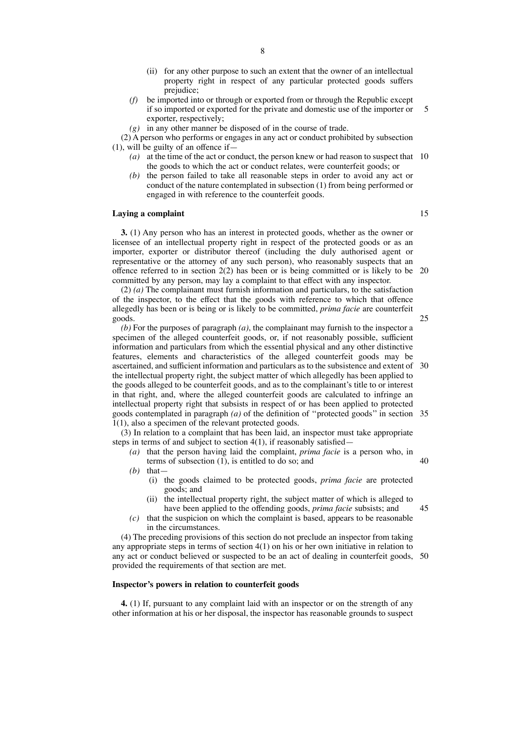(ii) for any other purpose to such an extent that the owner of an intellectual property right in respect of any particular protected goods suffers prejudice;

*(f)* be imported into or through or exported from or through the Republic except if so imported or exported for the private and domestic use of the importer or exporter, respectively;

*(g)* in any other manner be disposed of in the course of trade.

(2) A person who performs or engages in any act or conduct prohibited by subsection (1), will be guilty of an offence if—

*(a)* at the time of the act or conduct, the person knew or had reason to suspect that the goods to which the act or conduct relates, were counterfeit goods; or

*(b)* the person failed to take all reasonable steps in order to avoid any act or conduct of the nature contemplated in subsection (1) from being performed or engaged in with reference to the counterfeit goods.

**Laying a complaint**

**3.** (1) Any person who has an interest in protected goods, whether as the owner or licensee of an intellectual property right in respect of the protected goods or as an importer, exporter or distributor thereof (including the duly authorised agent or representative or the attorney of any such person), who reasonably suspects that an offence referred to in section 2(2) has been or is being committed or is likely to be committed by any person, may lay a complaint to that effect with any inspector.

(2) *(a)* The complainant must furnish information and particulars, to the satisfaction of the inspector, to the effect that the goods with reference to which that offence allegedly has been or is being or is likely to be committed, *prima facie* are counterfeit goods.

*(b)* For the purposes of paragraph *(a)*, the complainant may furnish to the inspector a specimen of the alleged counterfeit goods, or, if not reasonably possible, sufficient information and particulars from which the essential physical and any other distinctive features, elements and characteristics of the alleged counterfeit goods may be ascertained, and sufficient information and particulars as to the subsistence and extent of the intellectual property right, the subject matter of which allegedly has been applied to the goods alleged to be counterfeit goods, and as to the complainant's title to or interest in that right, and, where the alleged counterfeit goods are calculated to infringe an intellectual property right that subsists in respect of or has been applied to protected goods contemplated in paragraph *(a)* of the definition of ''protected goods'' in section 1(1), also a specimen of the relevant protected goods.

(3) In relation to a complaint that has been laid, an inspector must take appropriate steps in terms of and subject to section 4(1), if reasonably satisfied—

*(a)* that the person having laid the complaint, *prima facie* is a person who, in terms of subsection (1), is entitled to do so; and

*(b)* that—

(i) the goods claimed to be protected goods, *prima facie* are protected goods; and

(ii) the intellectual property right, the subject matter of which is alleged to have been applied to the offending goods, *prima facie* subsists; and

*(c)* that the suspicion on which the complaint is based, appears to be reasonable in the circumstances.

(4) The preceding provisions of this section do not preclude an inspector from taking any appropriate steps in terms of section 4(1) on his or her own initiative in relation to any act or conduct believed or suspected to be an act of dealing in counterfeit goods, provided the requirements of that section are met.

**Inspector's powers in relation to counterfeit goods**

**4.** (1) If, pursuant to any complaint laid with an inspector or on the strength of any other information at his or her disposal, the inspector has reasonable grounds to suspect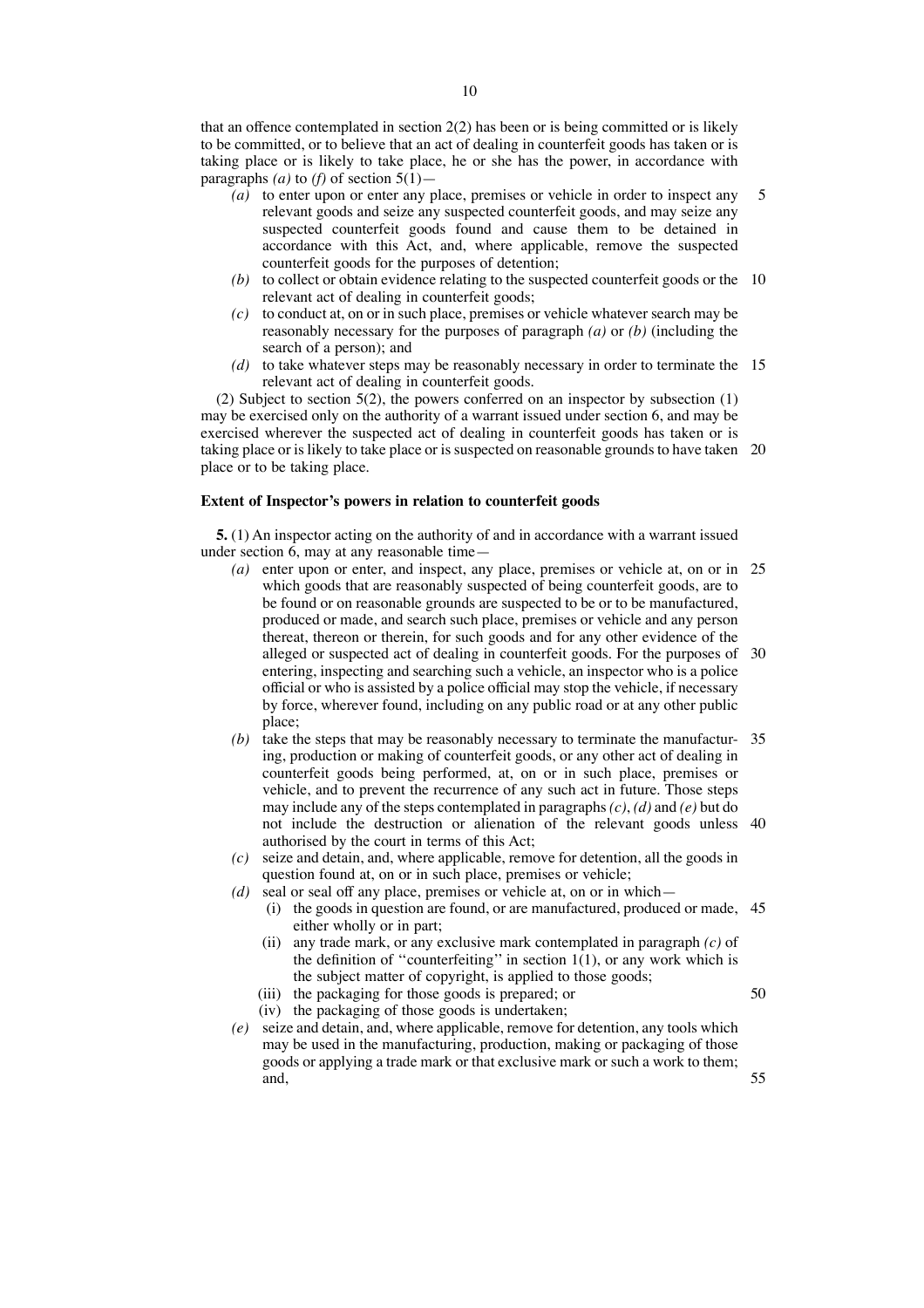that an offence contemplated in section 2(2) has been or is being committed or is likely to be committed, or to believe that an act of dealing in counterfeit goods has taken or is taking place or is likely to take place, he or she has the power, in accordance with paragraphs *(a)* to *(f)* of section 5(1)—

*(a)* to enter upon or enter any place, premises or vehicle in order to inspect any relevant goods and seize any suspected counterfeit goods, and may seize any suspected counterfeit goods found and cause them to be detained in accordance with this Act, and, where applicable, remove the suspected counterfeit goods for the purposes of detention;

*(b)* to collect or obtain evidence relating to the suspected counterfeit goods or the relevant act of dealing in counterfeit goods;

*(c)* to conduct at, on or in such place, premises or vehicle whatever search may be reasonably necessary for the purposes of paragraph *(a)* or *(b)* (including the search of a person); and

*(d)* to take whatever steps may be reasonably necessary in order to terminate the relevant act of dealing in counterfeit goods.

(2) Subject to section 5(2), the powers conferred on an inspector by subsection (1) may be exercised only on the authority of a warrant issued under section 6, and may be exercised wherever the suspected act of dealing in counterfeit goods has taken or is taking place or is likely to take place or is suspected on reasonable grounds to have taken place or to be taking place.

### Extent of Inspector's powers in relation to counterfeit goods

**5.** (1) An inspector acting on the authority of and in accordance with a warrant issued under section 6, may at any reasonable time—

*(a)* enter upon or enter, and inspect, any place, premises or vehicle at, on or in which goods that are reasonably suspected of being counterfeit goods, are to be found or on reasonable grounds are suspected to be or to be manufactured, produced or made, and search such place, premises or vehicle and any person thereat, thereon or therein, for such goods and for any other evidence of the alleged or suspected act of dealing in counterfeit goods. For the purposes of entering, inspecting and searching such a vehicle, an inspector who is a police official or who is assisted by a police official may stop the vehicle, if necessary by force, wherever found, including on any public road or at any other public place;

*(b)* take the steps that may be reasonably necessary to terminate the manufacturing, production or making of counterfeit goods, or any other act of dealing in counterfeit goods being performed, at, on or in such place, premises or vehicle, and to prevent the recurrence of any such act in future. Those steps may include any of the steps contemplated in paragraphs *(c)*, *(d)* and *(e)* but do not include the destruction or alienation of the relevant goods unless authorised by the court in terms of this Act;

*(c)* seize and detain, and, where applicable, remove for detention, all the goods in question found at, on or in such place, premises or vehicle;

*(d)* seal or seal off any place, premises or vehicle at, on or in which—

(i) the goods in question are found, or are manufactured, produced or made, either wholly or in part;

(ii) any trade mark, or any exclusive mark contemplated in paragraph *(c)* of the definition of "counterfeiting" in section 1(1), or any work which is the subject matter of copyright, is applied to those goods;

(iii) the packaging for those goods is prepared; or

(iv) the packaging of those goods is undertaken;

*(e)* seize and detain, and, where applicable, remove for detention, any tools which may be used in the manufacturing, production, making or packaging of those goods or applying a trade mark or that exclusive mark or such a work to them; and,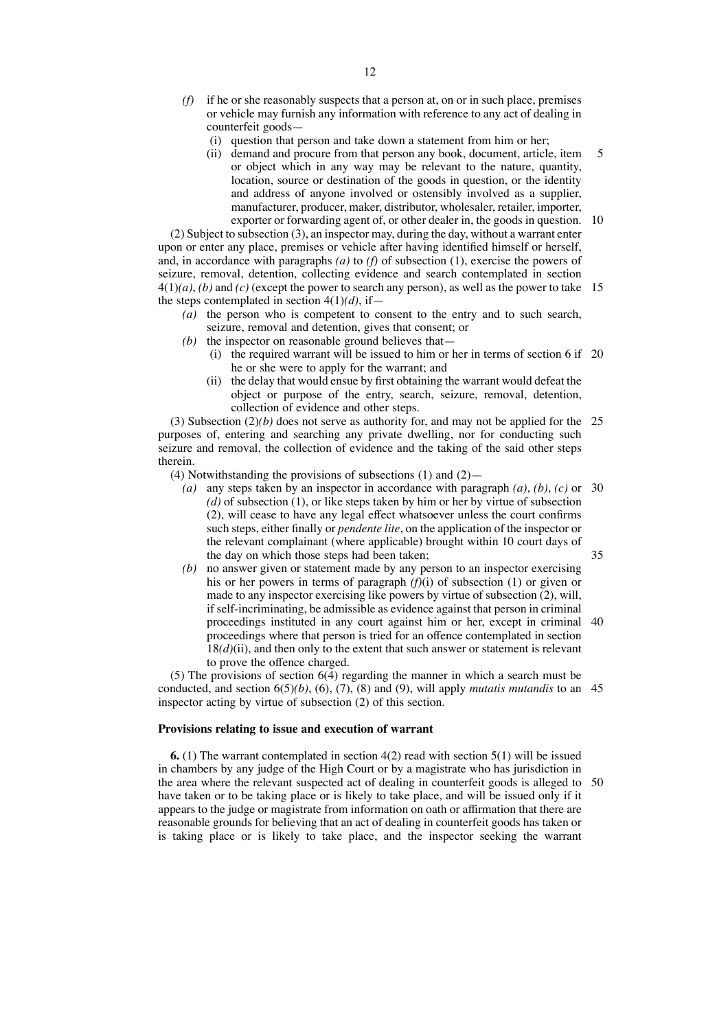*(f)* if he or she reasonably suspects that a person at, on or in such place, premises or vehicle may furnish any information with reference to any act of dealing in counterfeit goods—

(i) question that person and take down a statement from him or her;

(ii) demand and procure from that person any book, document, article, item or object which in any way may be relevant to the nature, quantity, location, source or destination of the goods in question, or the identity and address of anyone involved or ostensibly involved as a supplier, manufacturer, producer, maker, distributor, wholesaler, retailer, importer, exporter or forwarding agent of, or other dealer in, the goods in question.

(2) Subject to subsection (3), an inspector may, during the day, without a warrant enter upon or enter any place, premises or vehicle after having identified himself or herself, and, in accordance with paragraphs *(a)* to *(f)* of subsection (1), exercise the powers of seizure, removal, detention, collecting evidence and search contemplated in section 4(1)*(a)*, *(b)* and *(c)* (except the power to search any person), as well as the power to take the steps contemplated in section 4(1)*(d)*, if—

*(a)* the person who is competent to consent to the entry and to such search, seizure, removal and detention, gives that consent; or

*(b)* the inspector on reasonable ground believes that—

(i) the required warrant will be issued to him or her in terms of section 6 if he or she were to apply for the warrant; and

(ii) the delay that would ensue by first obtaining the warrant would defeat the object or purpose of the entry, search, seizure, removal, detention, collection of evidence and other steps.

(3) Subsection (2)*(b)* does not serve as authority for, and may not be applied for the purposes of, entering and searching any private dwelling, nor for conducting such seizure and removal, the collection of evidence and the taking of the said other steps therein.

(4) Notwithstanding the provisions of subsections (1) and (2)—

*(a)* any steps taken by an inspector in accordance with paragraph *(a)*, *(b)*, *(c)* or *(d)* of subsection (1), or like steps taken by him or her by virtue of subsection (2), will cease to have any legal effect whatsoever unless the court confirms such steps, either finally or *pendente lite*, on the application of the inspector or the relevant complainant (where applicable) brought within 10 court days of the day on which those steps had been taken;

*(b)* no answer given or statement made by any person to an inspector exercising his or her powers in terms of paragraph *(f)*(i) of subsection (1) or given or made to any inspector exercising like powers by virtue of subsection (2), will, if self-incriminating, be admissible as evidence against that person in criminal proceedings instituted in any court against him or her, except in criminal proceedings where that person is tried for an offence contemplated in section 18*(d)*(ii), and then only to the extent that such answer or statement is relevant to prove the offence charged.

(5) The provisions of section 6(4) regarding the manner in which a search must be conducted, and section 6(5)*(b)*, (6), (7), (8) and (9), will apply *mutatis mutandis* to an inspector acting by virtue of subsection (2) of this section.

**Provisions relating to issue and execution of warrant**

**6.** (1) The warrant contemplated in section 4(2) read with section 5(1) will be issued in chambers by any judge of the High Court or by a magistrate who has jurisdiction in the area where the relevant suspected act of dealing in counterfeit goods is alleged to have taken or to be taking place or is likely to take place, and will be issued only if it appears to the judge or magistrate from information on oath or affirmation that there are reasonable grounds for believing that an act of dealing in counterfeit goods has taken or is taking place or is likely to take place, and the inspector seeking the warrant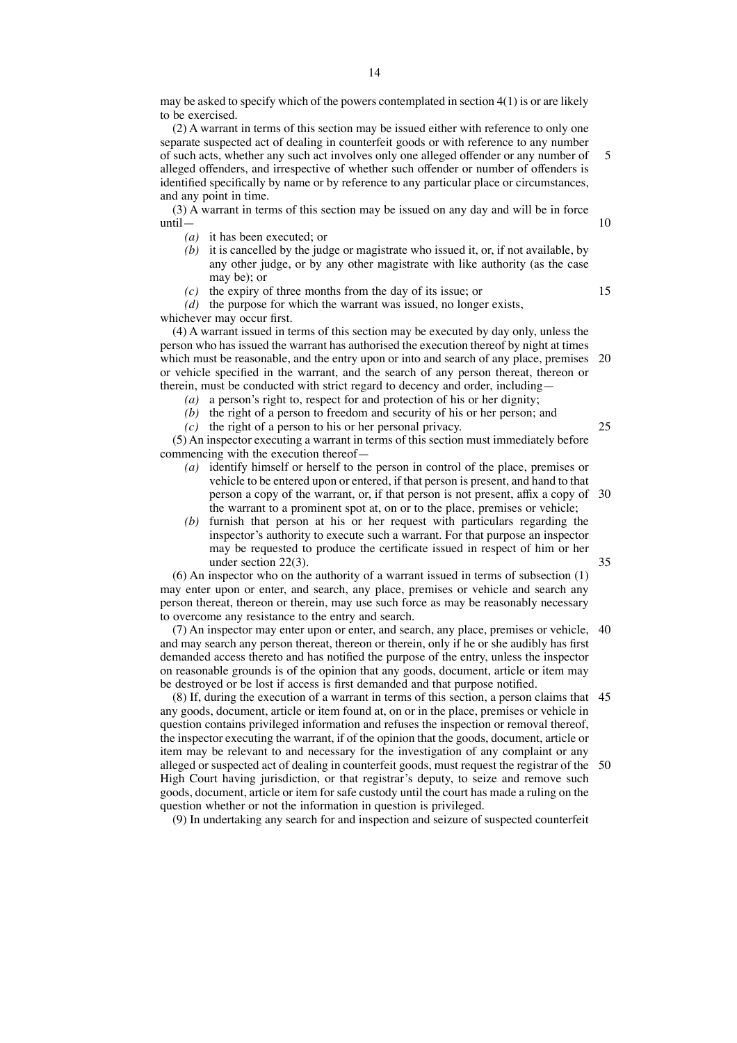may be asked to specify which of the powers contemplated in section 4(1) is or are likely to be exercised.

(2) A warrant in terms of this section may be issued either with reference to only one separate suspected act of dealing in counterfeit goods or with reference to any number of such acts, whether any such act involves only one alleged offender or any number of alleged offenders, and irrespective of whether such offender or number of offenders is identified specifically by name or by reference to any particular place or circumstances, and any point in time.

(3) A warrant in terms of this section may be issued on any day and will be in force until—

- *(a)* it has been executed; or
- *(b)* it is cancelled by the judge or magistrate who issued it, or, if not available, by any other judge, or by any other magistrate with like authority (as the case may be); or
- *(c)* the expiry of three months from the day of its issue; or
- *(d)* the purpose for which the warrant was issued, no longer exists,

whichever may occur first.

(4) A warrant issued in terms of this section may be executed by day only, unless the person who has issued the warrant has authorised the execution thereof by night at times which must be reasonable, and the entry upon or into and search of any place, premises or vehicle specified in the warrant, and the search of any person thereat, thereon or therein, must be conducted with strict regard to decency and order, including—

- *(a)* a person's right to, respect for and protection of his or her dignity;
- *(b)* the right of a person to freedom and security of his or her person; and
- *(c)* the right of a person to his or her personal privacy.

(5) An inspector executing a warrant in terms of this section must immediately before commencing with the execution thereof—

- *(a)* identify himself or herself to the person in control of the place, premises or vehicle to be entered upon or entered, if that person is present, and hand to that person a copy of the warrant, or, if that person is not present, affix a copy of the warrant to a prominent spot at, on or to the place, premises or vehicle;
- *(b)* furnish that person at his or her request with particulars regarding the inspector's authority to execute such a warrant. For that purpose an inspector may be requested to produce the certificate issued in respect of him or her under section 22(3).

(6) An inspector who on the authority of a warrant issued in terms of subsection (1) may enter upon or enter, and search, any place, premises or vehicle and search any person thereat, thereon or therein, may use such force as may be reasonably necessary to overcome any resistance to the entry and search.

(7) An inspector may enter upon or enter, and search, any place, premises or vehicle, and may search any person thereat, thereon or therein, only if he or she audibly has first demanded access thereto and has notified the purpose of the entry, unless the inspector on reasonable grounds is of the opinion that any goods, document, article or item may be destroyed or be lost if access is first demanded and that purpose notified.

(8) If, during the execution of a warrant in terms of this section, a person claims that any goods, document, article or item found at, on or in the place, premises or vehicle in question contains privileged information and refuses the inspection or removal thereof, the inspector executing the warrant, if of the opinion that the goods, document, article or item may be relevant to and necessary for the investigation of any complaint or any alleged or suspected act of dealing in counterfeit goods, must request the registrar of the High Court having jurisdiction, or that registrar's deputy, to seize and remove such goods, document, article or item for safe custody until the court has made a ruling on the question whether or not the information in question is privileged.

(9) In undertaking any search for and inspection and seizure of suspected counterfeit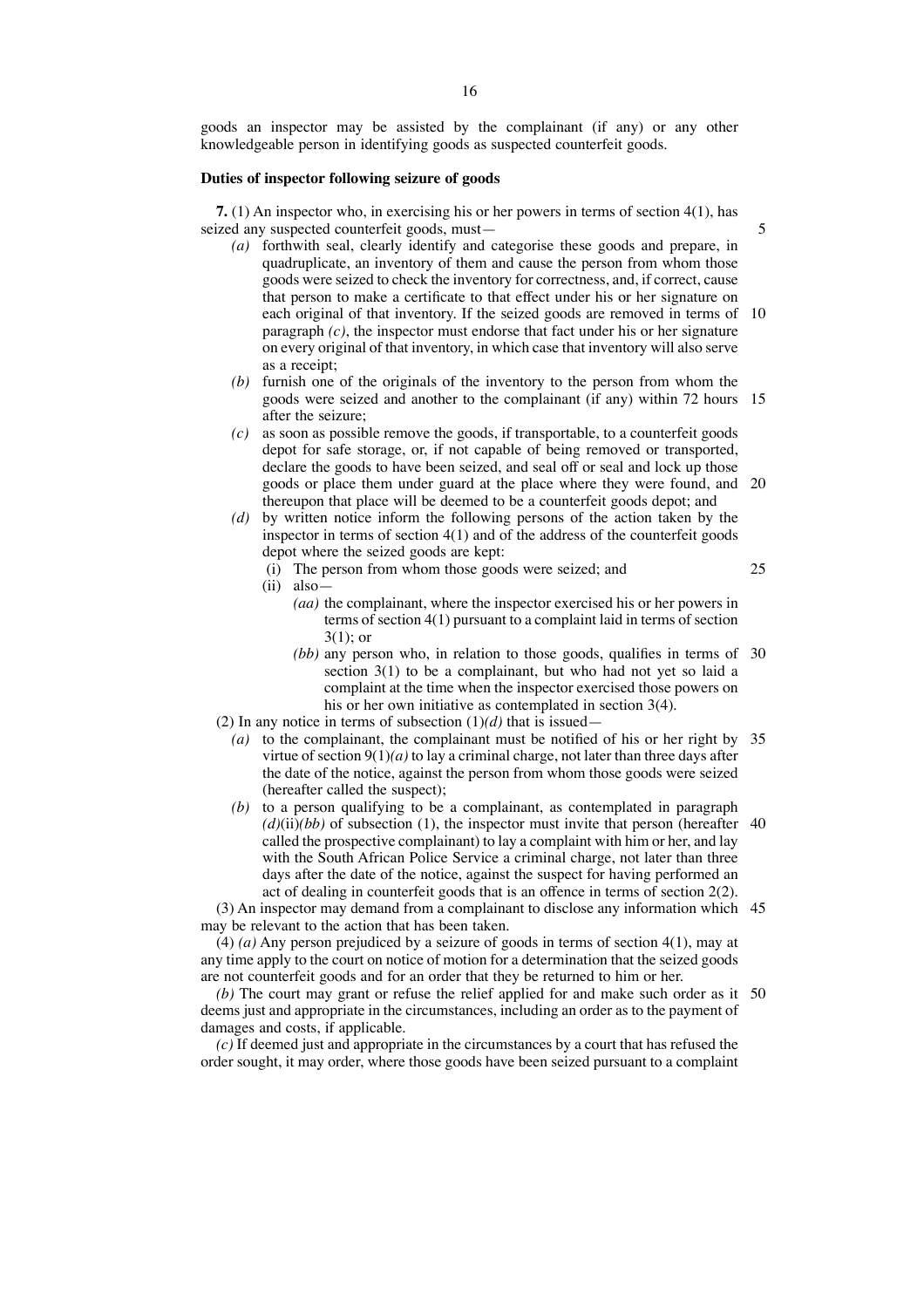goods an inspector may be assisted by the complainant (if any) or any other knowledgeable person in identifying goods as suspected counterfeit goods.

**Duties of inspector following seizure of goods**

**7.** (1) An inspector who, in exercising his or her powers in terms of section 4(1), has seized any suspected counterfeit goods, must—

*(a)* forthwith seal, clearly identify and categorise these goods and prepare, in quadruplicate, an inventory of them and cause the person from whom those goods were seized to check the inventory for correctness, and, if correct, cause that person to make a certificate to that effect under his or her signature on each original of that inventory. If the seized goods are removed in terms of paragraph *(c)*, the inspector must endorse that fact under his or her signature on every original of that inventory, in which case that inventory will also serve as a receipt;

*(b)* furnish one of the originals of the inventory to the person from whom the goods were seized and another to the complainant (if any) within 72 hours after the seizure;

*(c)* as soon as possible remove the goods, if transportable, to a counterfeit goods depot for safe storage, or, if not capable of being removed or transported, declare the goods to have been seized, and seal off or seal and lock up those goods or place them under guard at the place where they were found, and thereupon that place will be deemed to be a counterfeit goods depot; and

*(d)* by written notice inform the following persons of the action taken by the inspector in terms of section 4(1) and of the address of the counterfeit goods depot where the seized goods are kept:

(i) The person from whom those goods were seized; and

(ii) also—

*(aa)* the complainant, where the inspector exercised his or her powers in terms of section 4(1) pursuant to a complaint laid in terms of section 3(1); or

*(bb)* any person who, in relation to those goods, qualifies in terms of section 3(1) to be a complainant, but who had not yet so laid a complaint at the time when the inspector exercised those powers on his or her own initiative as contemplated in section 3(4).

(2) In any notice in terms of subsection (1)*(d)* that is issued—

*(a)* to the complainant, the complainant must be notified of his or her right by virtue of section 9(1)*(a)* to lay a criminal charge, not later than three days after the date of the notice, against the person from whom those goods were seized (hereafter called the suspect);

*(b)* to a person qualifying to be a complainant, as contemplated in paragraph *(d)*(ii)*(bb)* of subsection (1), the inspector must invite that person (hereafter called the prospective complainant) to lay a complaint with him or her, and lay with the South African Police Service a criminal charge, not later than three days after the date of the notice, against the suspect for having performed an act of dealing in counterfeit goods that is an offence in terms of section 2(2).

(3) An inspector may demand from a complainant to disclose any information which may be relevant to the action that has been taken.

(4) *(a)* Any person prejudiced by a seizure of goods in terms of section 4(1), may at any time apply to the court on notice of motion for a determination that the seized goods are not counterfeit goods and for an order that they be returned to him or her.

*(b)* The court may grant or refuse the relief applied for and make such order as it deems just and appropriate in the circumstances, including an order as to the payment of damages and costs, if applicable.

*(c)* If deemed just and appropriate in the circumstances by a court that has refused the order sought, it may order, where those goods have been seized pursuant to a complaint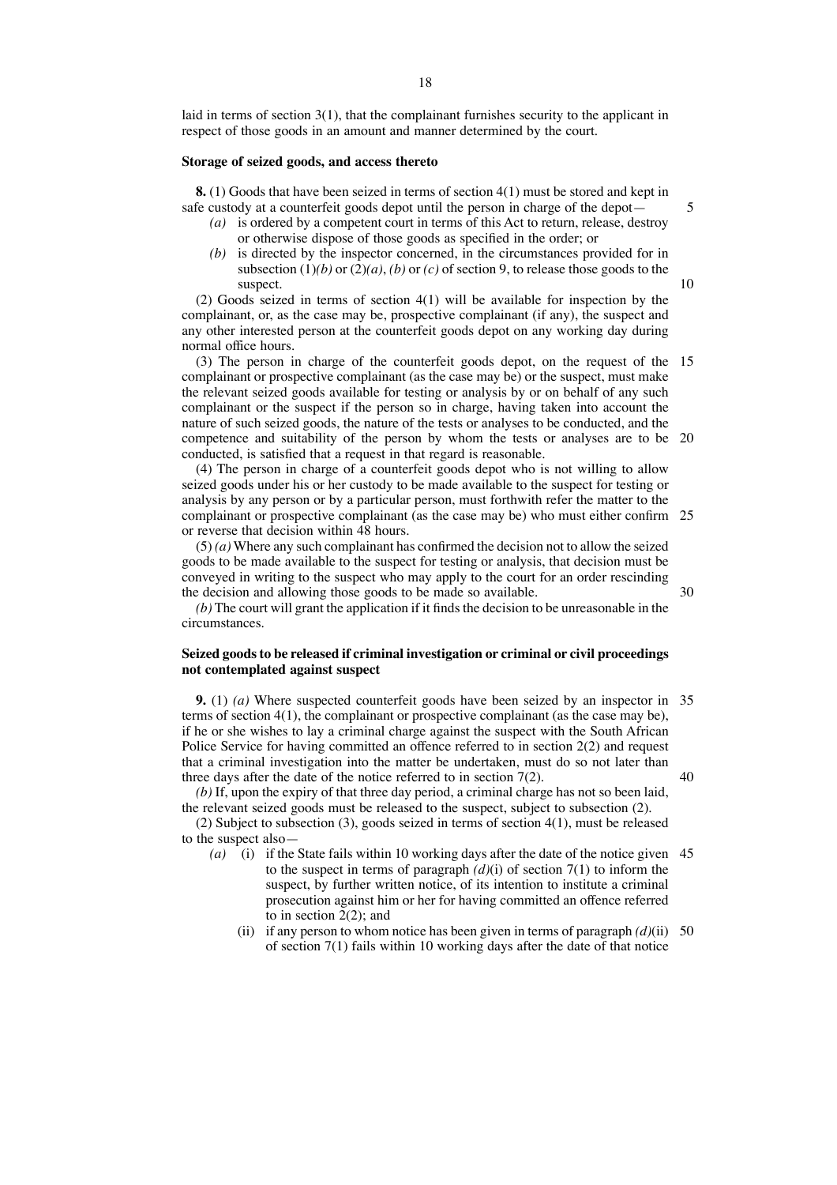laid in terms of section 3(1), that the complainant furnishes security to the applicant in respect of those goods in an amount and manner determined by the court.

**Storage of seized goods, and access thereto**

**8.** (1) Goods that have been seized in terms of section 4(1) must be stored and kept in safe custody at a counterfeit goods depot until the person in charge of the depot—

- *(a)* is ordered by a competent court in terms of this Act to return, release, destroy or otherwise dispose of those goods as specified in the order; or
- *(b)* is directed by the inspector concerned, in the circumstances provided for in subsection (1)*(b)* or (2)*(a)*, *(b)* or *(c)* of section 9, to release those goods to the suspect.

(2) Goods seized in terms of section 4(1) will be available for inspection by the complainant, or, as the case may be, prospective complainant (if any), the suspect and any other interested person at the counterfeit goods depot on any working day during normal office hours.

(3) The person in charge of the counterfeit goods depot, on the request of the complainant or prospective complainant (as the case may be) or the suspect, must make the relevant seized goods available for testing or analysis by or on behalf of any such complainant or the suspect if the person so in charge, having taken into account the nature of such seized goods, the nature of the tests or analyses to be conducted, and the competence and suitability of the person by whom the tests or analyses are to be conducted, is satisfied that a request in that regard is reasonable.

(4) The person in charge of a counterfeit goods depot who is not willing to allow seized goods under his or her custody to be made available to the suspect for testing or analysis by any person or by a particular person, must forthwith refer the matter to the complainant or prospective complainant (as the case may be) who must either confirm or reverse that decision within 48 hours.

(5) *(a)* Where any such complainant has confirmed the decision not to allow the seized goods to be made available to the suspect for testing or analysis, that decision must be conveyed in writing to the suspect who may apply to the court for an order rescinding the decision and allowing those goods to be made so available.

*(b)* The court will grant the application if it finds the decision to be unreasonable in the circumstances.

**Seized goods to be released if criminal investigation or criminal or civil proceedings not contemplated against suspect**

**9.** (1) *(a)* Where suspected counterfeit goods have been seized by an inspector in terms of section 4(1), the complainant or prospective complainant (as the case may be), if he or she wishes to lay a criminal charge against the suspect with the South African Police Service for having committed an offence referred to in section 2(2) and request that a criminal investigation into the matter be undertaken, must do so not later than three days after the date of the notice referred to in section 7(2).

*(b)* If, upon the expiry of that three day period, a criminal charge has not so been laid, the relevant seized goods must be released to the suspect, subject to subsection (2).

(2) Subject to subsection (3), goods seized in terms of section 4(1), must be released to the suspect also—

- *(a)* (i) if the State fails within 10 working days after the date of the notice given to the suspect in terms of paragraph *(d)*(i) of section 7(1) to inform the suspect, by further written notice, of its intention to institute a criminal prosecution against him or her for having committed an offence referred to in section 2(2); and
  - (ii) if any person to whom notice has been given in terms of paragraph *(d)*(ii) of section 7(1) fails within 10 working days after the date of that notice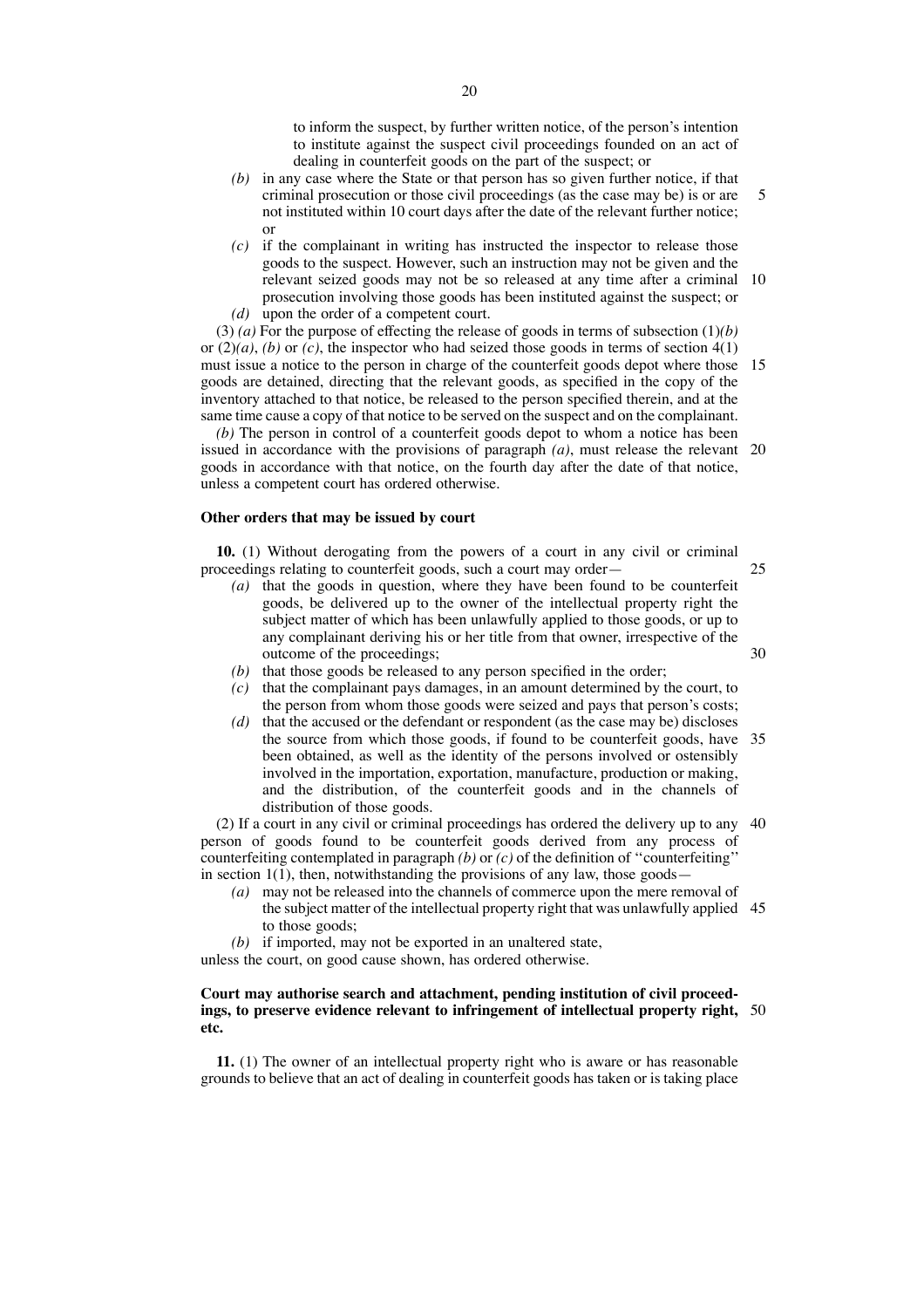to inform the suspect, by further written notice, of the person's intention to institute against the suspect civil proceedings founded on an act of dealing in counterfeit goods on the part of the suspect; or

- *(b)* in any case where the State or that person has so given further notice, if that criminal prosecution or those civil proceedings (as the case may be) is or are not instituted within 10 court days after the date of the relevant further notice; or
- *(c)* if the complainant in writing has instructed the inspector to release those goods to the suspect. However, such an instruction may not be given and the relevant seized goods may not be so released at any time after a criminal prosecution involving those goods has been instituted against the suspect; or
- *(d)* upon the order of a competent court.

(3) *(a)* For the purpose of effecting the release of goods in terms of subsection (1)*(b)* or (2)*(a)*, *(b)* or *(c)*, the inspector who had seized those goods in terms of section 4(1) must issue a notice to the person in charge of the counterfeit goods depot where those goods are detained, directing that the relevant goods, as specified in the copy of the inventory attached to that notice, be released to the person specified therein, and at the same time cause a copy of that notice to be served on the suspect and on the complainant.

*(b)* The person in control of a counterfeit goods depot to whom a notice has been issued in accordance with the provisions of paragraph *(a)*, must release the relevant goods in accordance with that notice, on the fourth day after the date of that notice, unless a competent court has ordered otherwise.

**Other orders that may be issued by court**

**10.** (1) Without derogating from the powers of a court in any civil or criminal proceedings relating to counterfeit goods, such a court may order—

- *(a)* that the goods in question, where they have been found to be counterfeit goods, be delivered up to the owner of the intellectual property right the subject matter of which has been unlawfully applied to those goods, or up to any complainant deriving his or her title from that owner, irrespective of the outcome of the proceedings;
- *(b)* that those goods be released to any person specified in the order;
- *(c)* that the complainant pays damages, in an amount determined by the court, to the person from whom those goods were seized and pays that person's costs;
- *(d)* that the accused or the defendant or respondent (as the case may be) discloses the source from which those goods, if found to be counterfeit goods, have been obtained, as well as the identity of the persons involved or ostensibly involved in the importation, exportation, manufacture, production or making, and the distribution, of the counterfeit goods and in the channels of distribution of those goods.

(2) If a court in any civil or criminal proceedings has ordered the delivery up to any person of goods found to be counterfeit goods derived from any process of counterfeiting contemplated in paragraph *(b)* or *(c)* of the definition of ''counterfeiting'' in section 1(1), then, notwithstanding the provisions of any law, those goods—

- *(a)* may not be released into the channels of commerce upon the mere removal of the subject matter of the intellectual property right that was unlawfully applied to those goods;
- *(b)* if imported, may not be exported in an unaltered state,

unless the court, on good cause shown, has ordered otherwise.

**Court may authorise search and attachment, pending institution of civil proceedings, to preserve evidence relevant to infringement of intellectual property right, etc.**

**11.** (1) The owner of an intellectual property right who is aware or has reasonable grounds to believe that an act of dealing in counterfeit goods has taken or is taking place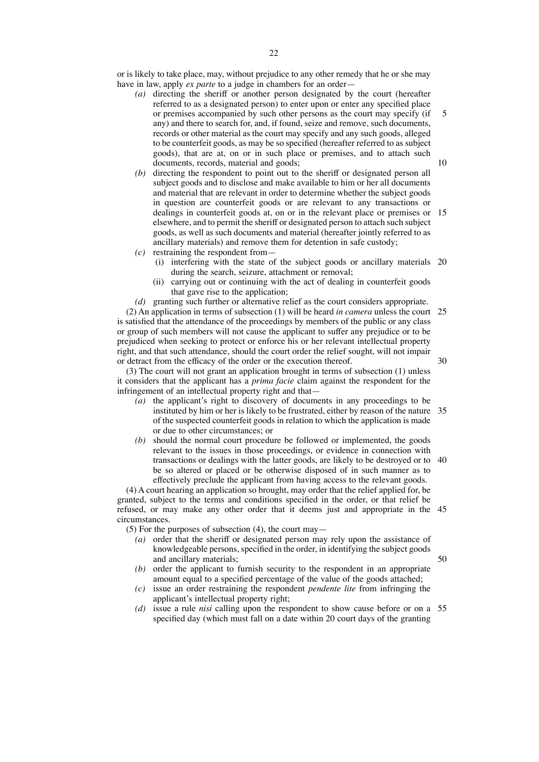or is likely to take place, may, without prejudice to any other remedy that he or she may have in law, apply *ex parte* to a judge in chambers for an order—

*(a)* directing the sheriff or another person designated by the court (hereafter referred to as a designated person) to enter upon or enter any specified place or premises accompanied by such other persons as the court may specify (if any) and there to search for, and, if found, seize and remove, such documents, records or other material as the court may specify and any such goods, alleged to be counterfeit goods, as may be so specified (hereafter referred to as subject goods), that are at, on or in such place or premises, and to attach such documents, records, material and goods;

*(b)* directing the respondent to point out to the sheriff or designated person all subject goods and to disclose and make available to him or her all documents and material that are relevant in order to determine whether the subject goods in question are counterfeit goods or are relevant to any transactions or dealings in counterfeit goods at, on or in the relevant place or premises or elsewhere, and to permit the sheriff or designated person to attach such subject goods, as well as such documents and material (hereafter jointly referred to as ancillary materials) and remove them for detention in safe custody;

*(c)* restraining the respondent from—

(i) interfering with the state of the subject goods or ancillary materials during the search, seizure, attachment or removal;

(ii) carrying out or continuing with the act of dealing in counterfeit goods that gave rise to the application;

*(d)* granting such further or alternative relief as the court considers appropriate.

(2) An application in terms of subsection (1) will be heard *in camera* unless the court is satisfied that the attendance of the proceedings by members of the public or any class or group of such members will not cause the applicant to suffer any prejudice or to be prejudiced when seeking to protect or enforce his or her relevant intellectual property right, and that such attendance, should the court order the relief sought, will not impair or detract from the efficacy of the order or the execution thereof.

(3) The court will not grant an application brought in terms of subsection (1) unless it considers that the applicant has a *prima facie* claim against the respondent for the infringement of an intellectual property right and that—

*(a)* the applicant's right to discovery of documents in any proceedings to be instituted by him or her is likely to be frustrated, either by reason of the nature of the suspected counterfeit goods in relation to which the application is made or due to other circumstances; or

*(b)* should the normal court procedure be followed or implemented, the goods relevant to the issues in those proceedings, or evidence in connection with transactions or dealings with the latter goods, are likely to be destroyed or to be so altered or placed or be otherwise disposed of in such manner as to effectively preclude the applicant from having access to the relevant goods.

(4) A court hearing an application so brought, may order that the relief applied for, be granted, subject to the terms and conditions specified in the order, or that relief be refused, or may make any other order that it deems just and appropriate in the circumstances.

(5) For the purposes of subsection (4), the court may—

*(a)* order that the sheriff or designated person may rely upon the assistance of knowledgeable persons, specified in the order, in identifying the subject goods and ancillary materials;

*(b)* order the applicant to furnish security to the respondent in an appropriate amount equal to a specified percentage of the value of the goods attached;

*(c)* issue an order restraining the respondent *pendente lite* from infringing the applicant's intellectual property right;

*(d)* issue a rule *nisi* calling upon the respondent to show cause before or on a specified day (which must fall on a date within 20 court days of the granting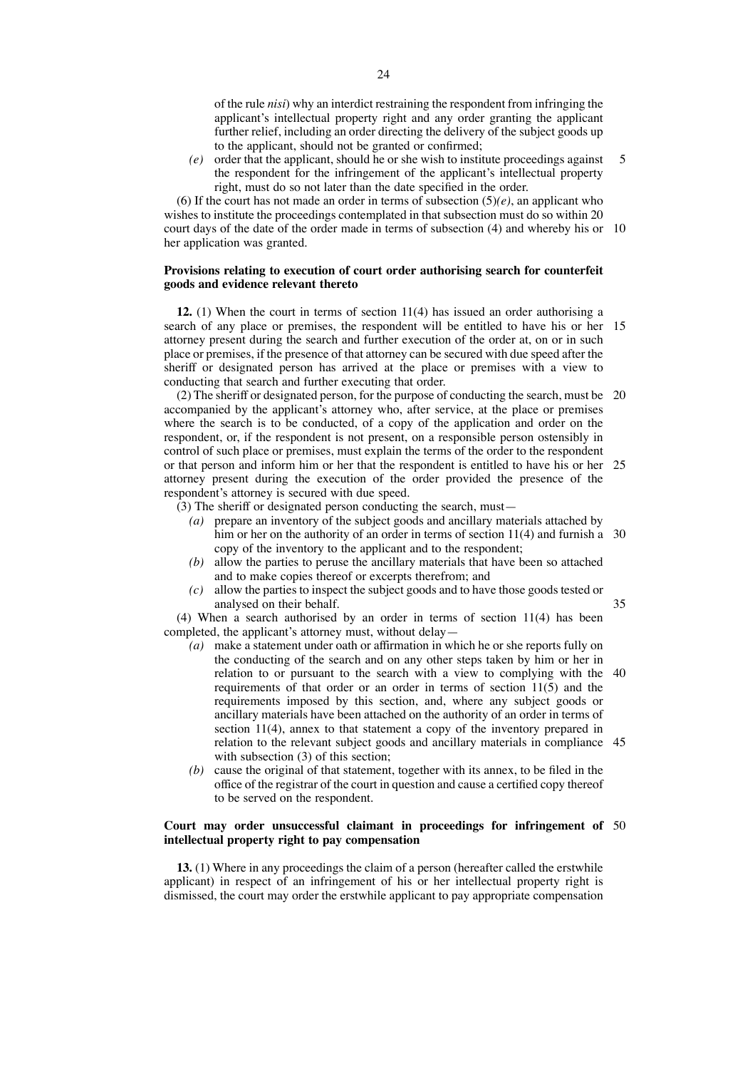of the rule *nisi*) why an interdict restraining the respondent from infringing the applicant's intellectual property right and any order granting the applicant further relief, including an order directing the delivery of the subject goods up to the applicant, should not be granted or confirmed;

*(e)* order that the applicant, should he or she wish to institute proceedings against the respondent for the infringement of the applicant's intellectual property right, must do so not later than the date specified in the order.

(6) If the court has not made an order in terms of subsection (5)*(e)*, an applicant who wishes to institute the proceedings contemplated in that subsection must do so within 20 court days of the date of the order made in terms of subsection (4) and whereby his or her application was granted.

**Provisions relating to execution of court order authorising search for counterfeit goods and evidence relevant thereto**

**12.** (1) When the court in terms of section 11(4) has issued an order authorising a search of any place or premises, the respondent will be entitled to have his or her attorney present during the search and further execution of the order at, on or in such place or premises, if the presence of that attorney can be secured with due speed after the sheriff or designated person has arrived at the place or premises with a view to conducting that search and further executing that order.

(2) The sheriff or designated person, for the purpose of conducting the search, must be accompanied by the applicant's attorney who, after service, at the place or premises where the search is to be conducted, of a copy of the application and order on the respondent, or, if the respondent is not present, on a responsible person ostensibly in control of such place or premises, must explain the terms of the order to the respondent or that person and inform him or her that the respondent is entitled to have his or her attorney present during the execution of the order provided the presence of the respondent's attorney is secured with due speed.

(3) The sheriff or designated person conducting the search, must—

*(a)* prepare an inventory of the subject goods and ancillary materials attached by him or her on the authority of an order in terms of section 11(4) and furnish a copy of the inventory to the applicant and to the respondent;

*(b)* allow the parties to peruse the ancillary materials that have been so attached and to make copies thereof or excerpts therefrom; and

*(c)* allow the parties to inspect the subject goods and to have those goods tested or analysed on their behalf.

(4) When a search authorised by an order in terms of section 11(4) has been completed, the applicant's attorney must, without delay—

*(a)* make a statement under oath or affirmation in which he or she reports fully on the conducting of the search and on any other steps taken by him or her in relation to or pursuant to the search with a view to complying with the requirements of that order or an order in terms of section 11(5) and the requirements imposed by this section, and, where any subject goods or ancillary materials have been attached on the authority of an order in terms of section 11(4), annex to that statement a copy of the inventory prepared in relation to the relevant subject goods and ancillary materials in compliance with subsection (3) of this section;

*(b)* cause the original of that statement, together with its annex, to be filed in the office of the registrar of the court in question and cause a certified copy thereof to be served on the respondent.

**Court may order unsuccessful claimant in proceedings for infringement of intellectual property right to pay compensation**

**13.** (1) Where in any proceedings the claim of a person (hereafter called the erstwhile applicant) in respect of an infringement of his or her intellectual property right is dismissed, the court may order the erstwhile applicant to pay appropriate compensation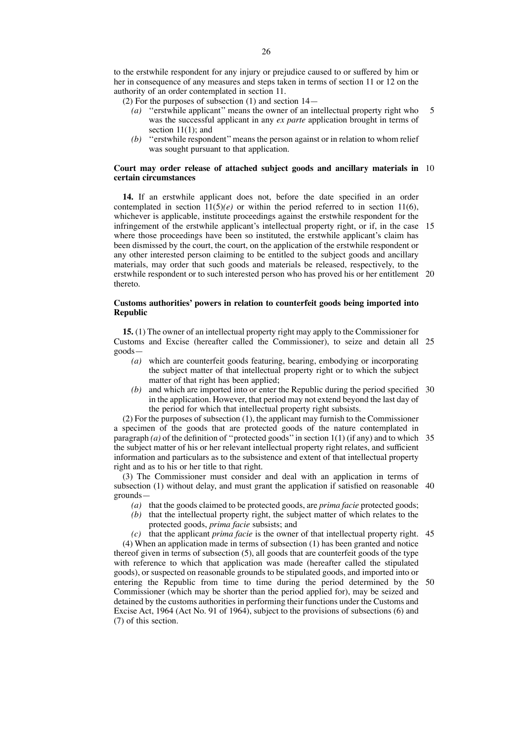to the erstwhile respondent for any injury or prejudice caused to or suffered by him or her in consequence of any measures and steps taken in terms of section 11 or 12 on the authority of an order contemplated in section 11.

(2) For the purposes of subsection (1) and section 14—

*(a)* ''erstwhile applicant'' means the owner of an intellectual property right who was the successful applicant in any *ex parte* application brought in terms of section 11(1); and

*(b)* ''erstwhile respondent'' means the person against or in relation to whom relief was sought pursuant to that application.

**Court may order release of attached subject goods and ancillary materials in certain circumstances**

**14.** If an erstwhile applicant does not, before the date specified in an order contemplated in section 11(5)*(e)* or within the period referred to in section 11(6), whichever is applicable, institute proceedings against the erstwhile respondent for the infringement of the erstwhile applicant's intellectual property right, or if, in the case where those proceedings have been so instituted, the erstwhile applicant's claim has been dismissed by the court, the court, on the application of the erstwhile respondent or any other interested person claiming to be entitled to the subject goods and ancillary materials, may order that such goods and materials be released, respectively, to the erstwhile respondent or to such interested person who has proved his or her entitlement thereto.

**Customs authorities' powers in relation to counterfeit goods being imported into Republic**

**15.** (1) The owner of an intellectual property right may apply to the Commissioner for Customs and Excise (hereafter called the Commissioner), to seize and detain all goods—

*(a)* which are counterfeit goods featuring, bearing, embodying or incorporating the subject matter of that intellectual property right or to which the subject matter of that right has been applied;

*(b)* and which are imported into or enter the Republic during the period specified in the application. However, that period may not extend beyond the last day of the period for which that intellectual property right subsists.

(2) For the purposes of subsection (1), the applicant may furnish to the Commissioner a specimen of the goods that are protected goods of the nature contemplated in paragraph *(a)* of the definition of ''protected goods'' in section 1(1) (if any) and to which the subject matter of his or her relevant intellectual property right relates, and sufficient information and particulars as to the subsistence and extent of that intellectual property right and as to his or her title to that right.

(3) The Commissioner must consider and deal with an application in terms of subsection (1) without delay, and must grant the application if satisfied on reasonable grounds—

*(a)* that the goods claimed to be protected goods, are *prima facie* protected goods;

*(b)* that the intellectual property right, the subject matter of which relates to the protected goods, *prima facie* subsists; and

*(c)* that the applicant *prima facie* is the owner of that intellectual property right.

(4) When an application made in terms of subsection (1) has been granted and notice thereof given in terms of subsection (5), all goods that are counterfeit goods of the type with reference to which that application was made (hereafter called the stipulated goods), or suspected on reasonable grounds to be stipulated goods, and imported into or entering the Republic from time to time during the period determined by the Commissioner (which may be shorter than the period applied for), may be seized and detained by the customs authorities in performing their functions under the Customs and Excise Act, 1964 (Act No. 91 of 1964), subject to the provisions of subsections (6) and (7) of this section.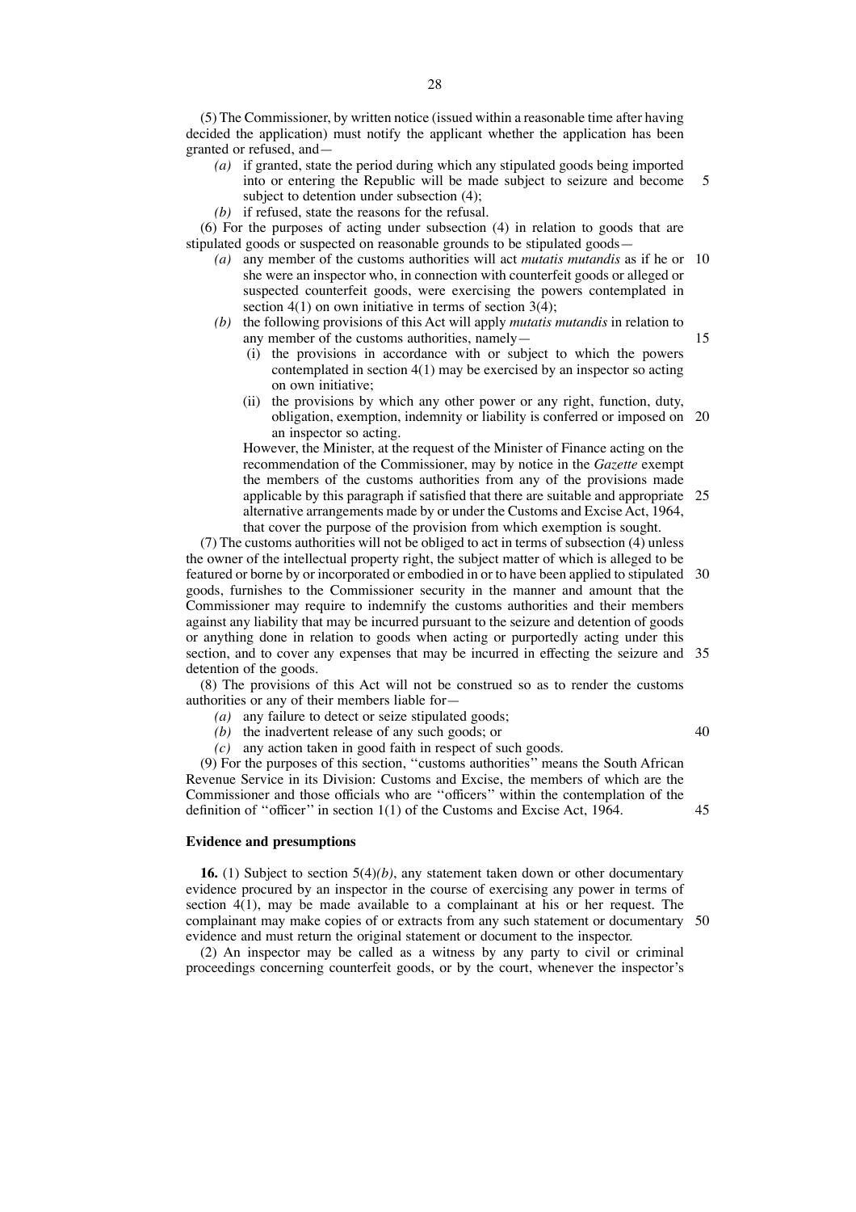(5) The Commissioner, by written notice (issued within a reasonable time after having decided the application) must notify the applicant whether the application has been granted or refused, and—

*(a)* if granted, state the period during which any stipulated goods being imported into or entering the Republic will be made subject to seizure and become subject to detention under subsection (4);

*(b)* if refused, state the reasons for the refusal.

(6) For the purposes of acting under subsection (4) in relation to goods that are stipulated goods or suspected on reasonable grounds to be stipulated goods—

*(a)* any member of the customs authorities will act *mutatis mutandis* as if he or she were an inspector who, in connection with counterfeit goods or alleged or suspected counterfeit goods, were exercising the powers contemplated in section 4(1) on own initiative in terms of section 3(4);

*(b)* the following provisions of this Act will apply *mutatis mutandis* in relation to any member of the customs authorities, namely—

(i) the provisions in accordance with or subject to which the powers contemplated in section 4(1) may be exercised by an inspector so acting on own initiative;

(ii) the provisions by which any other power or any right, function, duty, obligation, exemption, indemnity or liability is conferred or imposed on an inspector so acting.

However, the Minister, at the request of the Minister of Finance acting on the recommendation of the Commissioner, may by notice in the *Gazette* exempt the members of the customs authorities from any of the provisions made applicable by this paragraph if satisfied that there are suitable and appropriate alternative arrangements made by or under the Customs and Excise Act, 1964, that cover the purpose of the provision from which exemption is sought.

(7) The customs authorities will not be obliged to act in terms of subsection (4) unless the owner of the intellectual property right, the subject matter of which is alleged to be featured or borne by or incorporated or embodied in or to have been applied to stipulated goods, furnishes to the Commissioner security in the manner and amount that the Commissioner may require to indemnify the customs authorities and their members against any liability that may be incurred pursuant to the seizure and detention of goods or anything done in relation to goods when acting or purportedly acting under this section, and to cover any expenses that may be incurred in effecting the seizure and detention of the goods.

(8) The provisions of this Act will not be construed so as to render the customs authorities or any of their members liable for—

*(a)* any failure to detect or seize stipulated goods;

*(b)* the inadvertent release of any such goods; or

*(c)* any action taken in good faith in respect of such goods.

(9) For the purposes of this section, ''customs authorities'' means the South African Revenue Service in its Division: Customs and Excise, the members of which are the Commissioner and those officials who are ''officers'' within the contemplation of the definition of ''officer'' in section 1(1) of the Customs and Excise Act, 1964.

**Evidence and presumptions**

**16.** (1) Subject to section 5(4)*(b)*, any statement taken down or other documentary evidence procured by an inspector in the course of exercising any power in terms of section 4(1), may be made available to a complainant at his or her request. The complainant may make copies of or extracts from any such statement or documentary evidence and must return the original statement or document to the inspector.

(2) An inspector may be called as a witness by any party to civil or criminal proceedings concerning counterfeit goods, or by the court, whenever the inspector's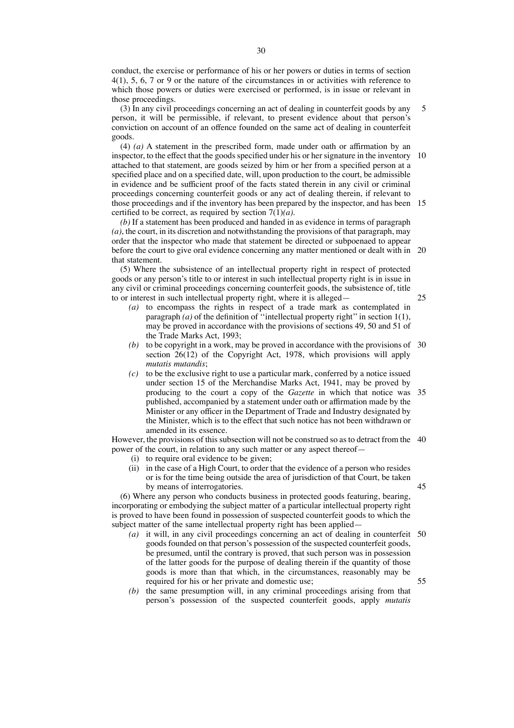conduct, the exercise or performance of his or her powers or duties in terms of section 4(1), 5, 6, 7 or 9 or the nature of the circumstances in or activities with reference to which those powers or duties were exercised or performed, is in issue or relevant in those proceedings.

(3) In any civil proceedings concerning an act of dealing in counterfeit goods by any person, it will be permissible, if relevant, to present evidence about that person's conviction on account of an offence founded on the same act of dealing in counterfeit goods.

(4) *(a)* A statement in the prescribed form, made under oath or affirmation by an inspector, to the effect that the goods specified under his or her signature in the inventory attached to that statement, are goods seized by him or her from a specified person at a specified place and on a specified date, will, upon production to the court, be admissible in evidence and be sufficient proof of the facts stated therein in any civil or criminal proceedings concerning counterfeit goods or any act of dealing therein, if relevant to those proceedings and if the inventory has been prepared by the inspector, and has been certified to be correct, as required by section 7(1)*(a)*.

*(b)* If a statement has been produced and handed in as evidence in terms of paragraph *(a)*, the court, in its discretion and notwithstanding the provisions of that paragraph, may order that the inspector who made that statement be directed or subpoenaed to appear before the court to give oral evidence concerning any matter mentioned or dealt with in that statement.

(5) Where the subsistence of an intellectual property right in respect of protected goods or any person's title to or interest in such intellectual property right is in issue in any civil or criminal proceedings concerning counterfeit goods, the subsistence of, title to or interest in such intellectual property right, where it is alleged—

*(a)* to encompass the rights in respect of a trade mark as contemplated in paragraph *(a)* of the definition of ''intellectual property right'' in section 1(1), may be proved in accordance with the provisions of sections 49, 50 and 51 of the Trade Marks Act, 1993;

*(b)* to be copyright in a work, may be proved in accordance with the provisions of section 26(12) of the Copyright Act, 1978, which provisions will apply *mutatis mutandis*;

*(c)* to be the exclusive right to use a particular mark, conferred by a notice issued under section 15 of the Merchandise Marks Act, 1941, may be proved by producing to the court a copy of the *Gazette* in which that notice was published, accompanied by a statement under oath or affirmation made by the Minister or any officer in the Department of Trade and Industry designated by the Minister, which is to the effect that such notice has not been withdrawn or amended in its essence.

However, the provisions of this subsection will not be construed so as to detract from the power of the court, in relation to any such matter or any aspect thereof—

(i) to require oral evidence to be given;

(ii) in the case of a High Court, to order that the evidence of a person who resides or is for the time being outside the area of jurisdiction of that Court, be taken by means of interrogatories.

(6) Where any person who conducts business in protected goods featuring, bearing, incorporating or embodying the subject matter of a particular intellectual property right is proved to have been found in possession of suspected counterfeit goods to which the subject matter of the same intellectual property right has been applied—

*(a)* it will, in any civil proceedings concerning an act of dealing in counterfeit goods founded on that person's possession of the suspected counterfeit goods, be presumed, until the contrary is proved, that such person was in possession of the latter goods for the purpose of dealing therein if the quantity of those goods is more than that which, in the circumstances, reasonably may be required for his or her private and domestic use;

*(b)* the same presumption will, in any criminal proceedings arising from that person's possession of the suspected counterfeit goods, apply *mutatis*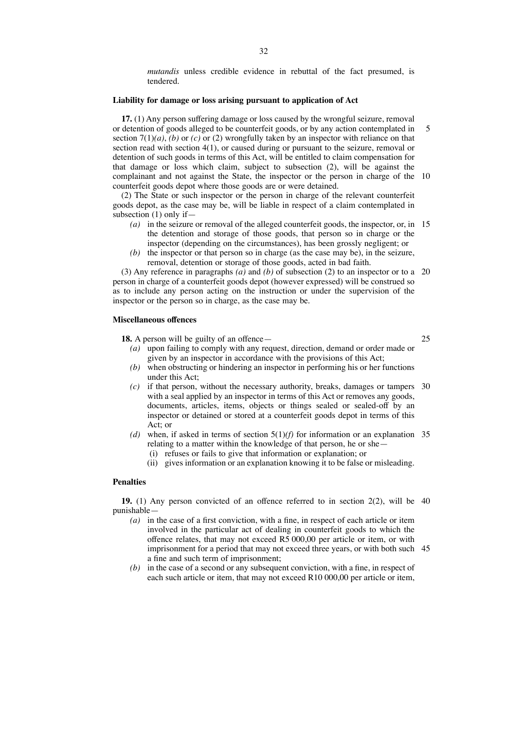*mutandis* unless credible evidence in rebuttal of the fact presumed, is tendered.

**Liability for damage or loss arising pursuant to application of Act**

**17.** (1) Any person suffering damage or loss caused by the wrongful seizure, removal or detention of goods alleged to be counterfeit goods, or by any action contemplated in section 7(1)*(a)*, *(b)* or *(c)* or (2) wrongfully taken by an inspector with reliance on that section read with section 4(1), or caused during or pursuant to the seizure, removal or detention of such goods in terms of this Act, will be entitled to claim compensation for that damage or loss which claim, subject to subsection (2), will be against the complainant and not against the State, the inspector or the person in charge of the counterfeit goods depot where those goods are or were detained.

(2) The State or such inspector or the person in charge of the relevant counterfeit goods depot, as the case may be, will be liable in respect of a claim contemplated in subsection (1) only if—

*(a)* in the seizure or removal of the alleged counterfeit goods, the inspector, or, in the detention and storage of those goods, that person so in charge or the inspector (depending on the circumstances), has been grossly negligent; or

*(b)* the inspector or that person so in charge (as the case may be), in the seizure, removal, detention or storage of those goods, acted in bad faith.

(3) Any reference in paragraphs *(a)* and *(b)* of subsection (2) to an inspector or to a person in charge of a counterfeit goods depot (however expressed) will be construed so as to include any person acting on the instruction or under the supervision of the inspector or the person in charge, as the case may be.

**Miscellaneous offences**

**18.** A person will be guilty of an offence—

*(a)* upon failing to comply with any request, direction, demand or order made or given by an inspector in accordance with the provisions of this Act;

*(b)* when obstructing or hindering an inspector in performing his or her functions under this Act;

*(c)* if that person, without the necessary authority, breaks, damages or tampers with a seal applied by an inspector in terms of this Act or removes any goods, documents, articles, items, objects or things sealed or sealed-off by an inspector or detained or stored at a counterfeit goods depot in terms of this Act; or

*(d)* when, if asked in terms of section 5(1)*(f)* for information or an explanation relating to a matter within the knowledge of that person, he or she—

(i) refuses or fails to give that information or explanation; or

(ii) gives information or an explanation knowing it to be false or misleading.

**Penalties**

**19.** (1) Any person convicted of an offence referred to in section 2(2), will be punishable—

*(a)* in the case of a first conviction, with a fine, in respect of each article or item involved in the particular act of dealing in counterfeit goods to which the offence relates, that may not exceed R5 000,00 per article or item, or with imprisonment for a period that may not exceed three years, or with both such a fine and such term of imprisonment;

*(b)* in the case of a second or any subsequent conviction, with a fine, in respect of each such article or item, that may not exceed R10 000,00 per article or item,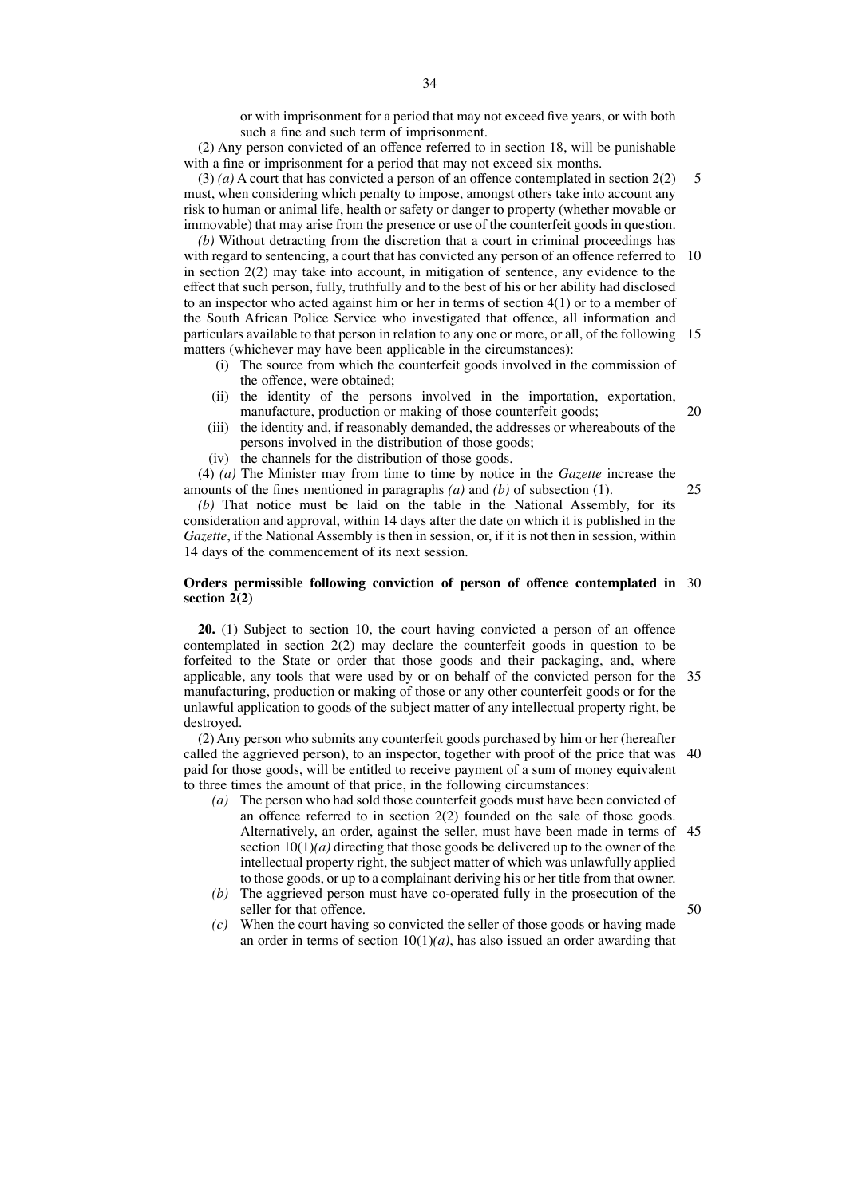or with imprisonment for a period that may not exceed five years, or with both such a fine and such term of imprisonment.

(2) Any person convicted of an offence referred to in section 18, will be punishable with a fine or imprisonment for a period that may not exceed six months.

(3) *(a)* A court that has convicted a person of an offence contemplated in section 2(2) must, when considering which penalty to impose, amongst others take into account any risk to human or animal life, health or safety or danger to property (whether movable or immovable) that may arise from the presence or use of the counterfeit goods in question.

*(b)* Without detracting from the discretion that a court in criminal proceedings has with regard to sentencing, a court that has convicted any person of an offence referred to in section 2(2) may take into account, in mitigation of sentence, any evidence to the effect that such person, fully, truthfully and to the best of his or her ability had disclosed to an inspector who acted against him or her in terms of section 4(1) or to a member of the South African Police Service who investigated that offence, all information and particulars available to that person in relation to any one or more, or all, of the following matters (whichever may have been applicable in the circumstances):

- (i) The source from which the counterfeit goods involved in the commission of the offence, were obtained;
- (ii) the identity of the persons involved in the importation, exportation, manufacture, production or making of those counterfeit goods;
- (iii) the identity and, if reasonably demanded, the addresses or whereabouts of the persons involved in the distribution of those goods;
- (iv) the channels for the distribution of those goods.

(4) *(a)* The Minister may from time to time by notice in the *Gazette* increase the amounts of the fines mentioned in paragraphs *(a)* and *(b)* of subsection (1).

*(b)* That notice must be laid on the table in the National Assembly, for its consideration and approval, within 14 days after the date on which it is published in the *Gazette*, if the National Assembly is then in session, or, if it is not then in session, within 14 days of the commencement of its next session.

**Orders permissible following conviction of person of offence contemplated in section 2(2)**

**20.** (1) Subject to section 10, the court having convicted a person of an offence contemplated in section 2(2) may declare the counterfeit goods in question to be forfeited to the State or order that those goods and their packaging, and, where applicable, any tools that were used by or on behalf of the convicted person for the manufacturing, production or making of those or any other counterfeit goods or for the unlawful application to goods of the subject matter of any intellectual property right, be destroyed.

(2) Any person who submits any counterfeit goods purchased by him or her (hereafter called the aggrieved person), to an inspector, together with proof of the price that was paid for those goods, will be entitled to receive payment of a sum of money equivalent to three times the amount of that price, in the following circumstances:

- *(a)* The person who had sold those counterfeit goods must have been convicted of an offence referred to in section 2(2) founded on the sale of those goods. Alternatively, an order, against the seller, must have been made in terms of section 10(1)*(a)* directing that those goods be delivered up to the owner of the intellectual property right, the subject matter of which was unlawfully applied to those goods, or up to a complainant deriving his or her title from that owner.
- *(b)* The aggrieved person must have co-operated fully in the prosecution of the seller for that offence.
- *(c)* When the court having so convicted the seller of those goods or having made an order in terms of section 10(1)*(a)*, has also issued an order awarding that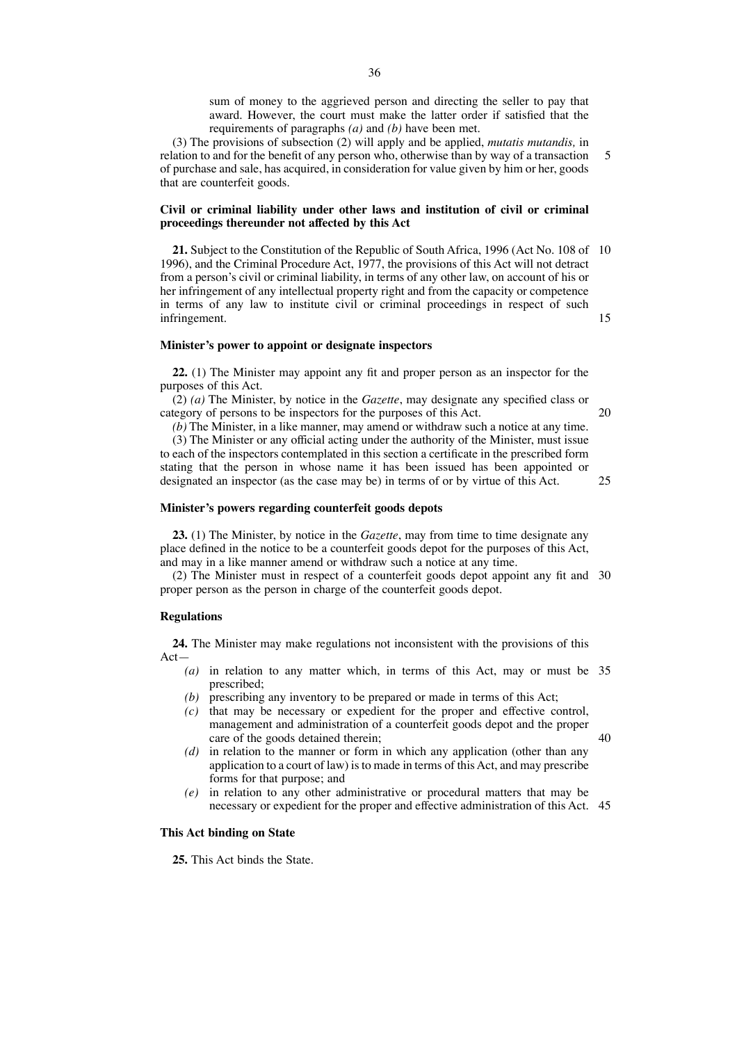sum of money to the aggrieved person and directing the seller to pay that award. However, the court must make the latter order if satisfied that the requirements of paragraphs *(a)* and *(b)* have been met.

(3) The provisions of subsection (2) will apply and be applied, *mutatis mutandis,* in relation to and for the benefit of any person who, otherwise than by way of a transaction of purchase and sale, has acquired, in consideration for value given by him or her, goods that are counterfeit goods.

**Civil or criminal liability under other laws and institution of civil or criminal proceedings thereunder not affected by this Act**

**21.** Subject to the Constitution of the Republic of South Africa, 1996 (Act No. 108 of 1996), and the Criminal Procedure Act, 1977, the provisions of this Act will not detract from a person's civil or criminal liability, in terms of any other law, on account of his or her infringement of any intellectual property right and from the capacity or competence in terms of any law to institute civil or criminal proceedings in respect of such infringement.

**Minister's power to appoint or designate inspectors**

**22.** (1) The Minister may appoint any fit and proper person as an inspector for the purposes of this Act.

(2) *(a)* The Minister, by notice in the *Gazette*, may designate any specified class or category of persons to be inspectors for the purposes of this Act.

*(b)* The Minister, in a like manner, may amend or withdraw such a notice at any time.

(3) The Minister or any official acting under the authority of the Minister, must issue to each of the inspectors contemplated in this section a certificate in the prescribed form stating that the person in whose name it has been issued has been appointed or designated an inspector (as the case may be) in terms of or by virtue of this Act.

**Minister's powers regarding counterfeit goods depots**

**23.** (1) The Minister, by notice in the *Gazette*, may from time to time designate any place defined in the notice to be a counterfeit goods depot for the purposes of this Act, and may in a like manner amend or withdraw such a notice at any time.

(2) The Minister must in respect of a counterfeit goods depot appoint any fit and proper person as the person in charge of the counterfeit goods depot.

**Regulations**

**24.** The Minister may make regulations not inconsistent with the provisions of this Act—

*(a)* in relation to any matter which, in terms of this Act, may or must be prescribed;

*(b)* prescribing any inventory to be prepared or made in terms of this Act;

*(c)* that may be necessary or expedient for the proper and effective control, management and administration of a counterfeit goods depot and the proper care of the goods detained therein;

*(d)* in relation to the manner or form in which any application (other than any application to a court of law) is to made in terms of this Act, and may prescribe forms for that purpose; and

*(e)* in relation to any other administrative or procedural matters that may be necessary or expedient for the proper and effective administration of this Act.

**This Act binding on State**

**25.** This Act binds the State.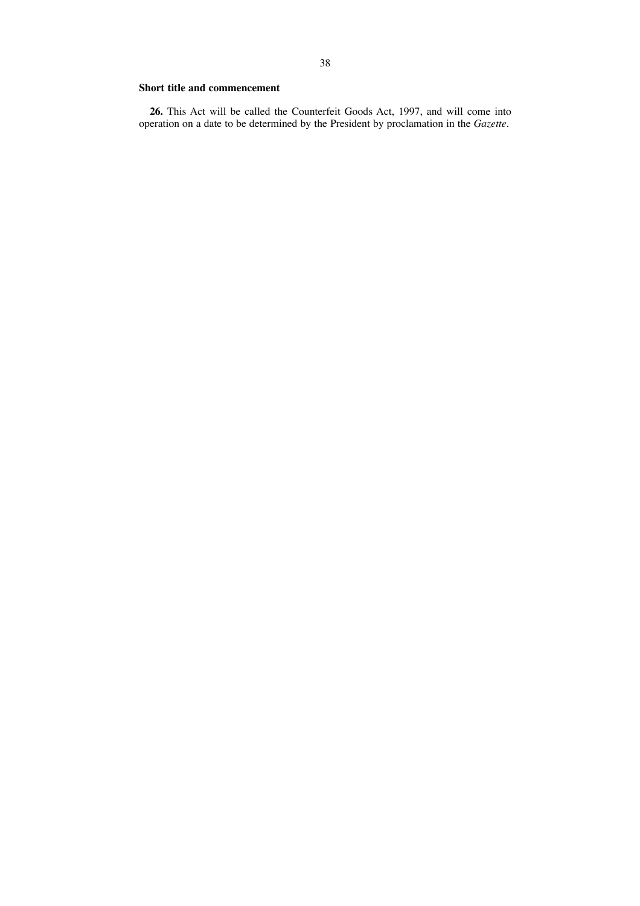**Short title and commencement**

**26.** This Act will be called the Counterfeit Goods Act, 1997, and will come into operation on a date to be determined by the President by proclamation in the *Gazette*.